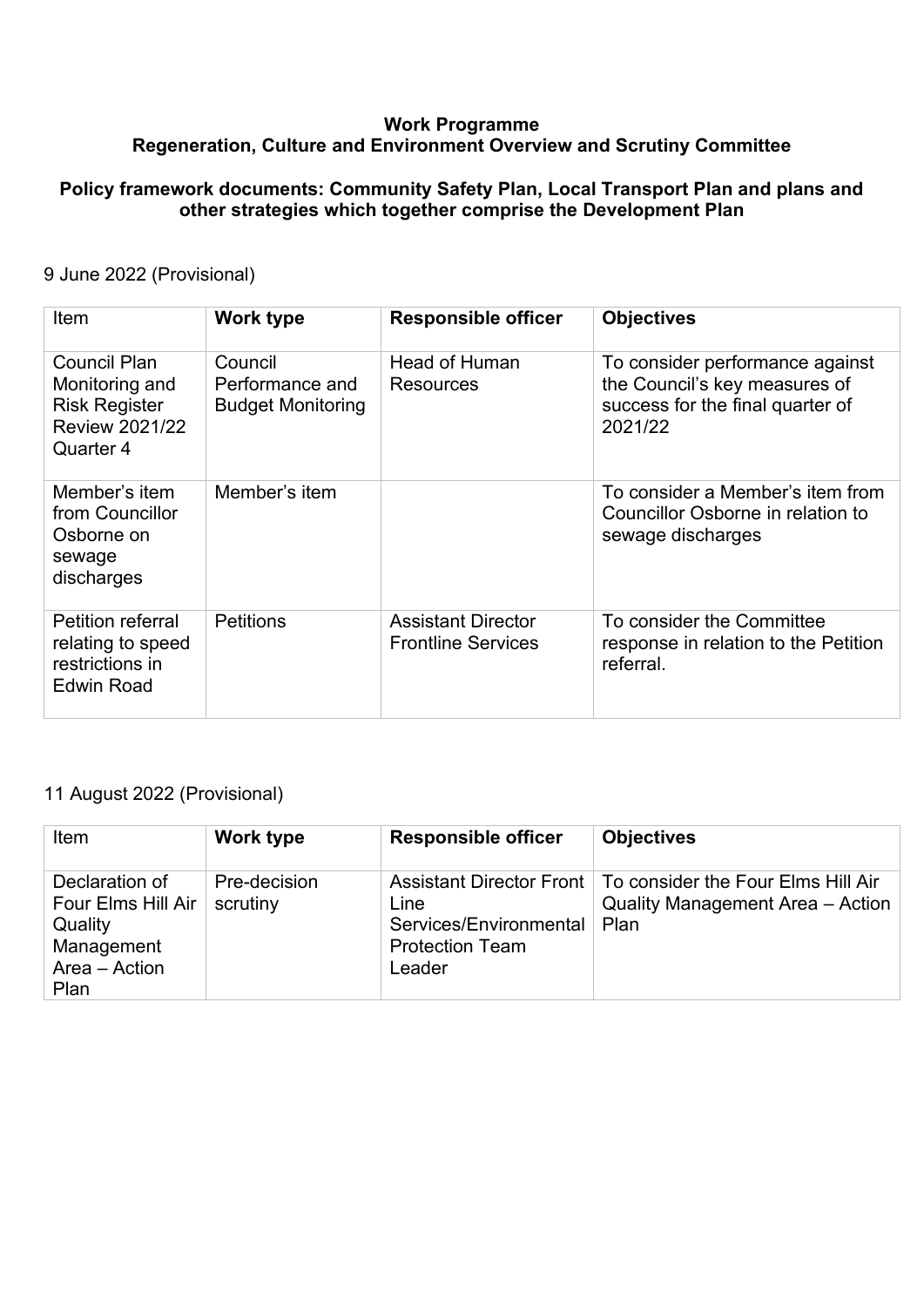**Work Programme**
**Regeneration, Culture and Environment Overview and Scrutiny Committee**

**Policy framework documents: Community Safety Plan, Local Transport Plan and plans and other strategies which together comprise the Development Plan**

9 June 2022 (Provisional)

| Item | **Work type** | **Responsible officer** | **Objectives** |
| --- | --- | --- | --- |
| Council Plan Monitoring and Risk Register Review 2021/22 Quarter 4 | Council Performance and Budget Monitoring | Head of Human Resources | To consider performance against the Council's key measures of success for the final quarter of 2021/22 |
| Member's item from Councillor Osborne on sewage discharges | Member's item | | To consider a Member's item from Councillor Osborne in relation to sewage discharges |
| Petition referral relating to speed restrictions in Edwin Road | Petitions | Assistant Director Frontline Services | To consider the Committee response in relation to the Petition referral. |

11 August 2022 (Provisional)

| Item | **Work type** | **Responsible officer** | **Objectives** |
| --- | --- | --- | --- |
| Declaration of Four Elms Hill Air Quality Management Area – Action Plan | Pre-decision scrutiny | Assistant Director Front Line Services/Environmental Protection Team Leader | To consider the Four Elms Hill Air Quality Management Area – Action Plan |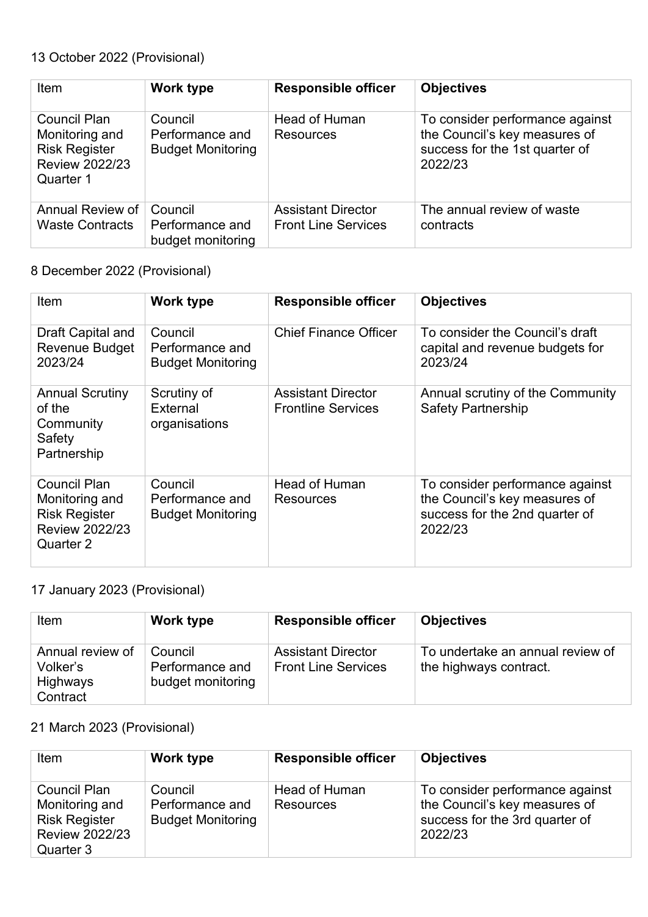13 October 2022 (Provisional)

| Item | **Work type** | **Responsible officer** | **Objectives** |
| --- | --- | --- | --- |
| Council Plan Monitoring and Risk Register Review 2022/23 Quarter 1 | Council Performance and Budget Monitoring | Head of Human Resources | To consider performance against the Council's key measures of success for the 1st quarter of 2022/23 |
| Annual Review of Waste Contracts | Council Performance and budget monitoring | Assistant Director Front Line Services | The annual review of waste contracts |

8 December 2022 (Provisional)

| Item | **Work type** | **Responsible officer** | **Objectives** |
| --- | --- | --- | --- |
| Draft Capital and Revenue Budget 2023/24 | Council Performance and Budget Monitoring | Chief Finance Officer | To consider the Council's draft capital and revenue budgets for 2023/24 |
| Annual Scrutiny of the Community Safety Partnership | Scrutiny of External organisations | Assistant Director Frontline Services | Annual scrutiny of the Community Safety Partnership |
| Council Plan Monitoring and Risk Register Review 2022/23 Quarter 2 | Council Performance and Budget Monitoring | Head of Human Resources | To consider performance against the Council's key measures of success for the 2nd quarter of 2022/23 |

17 January 2023 (Provisional)

| Item | **Work type** | **Responsible officer** | **Objectives** |
| --- | --- | --- | --- |
| Annual review of Volker's Highways Contract | Council Performance and budget monitoring | Assistant Director Front Line Services | To undertake an annual review of the highways contract. |

21 March 2023 (Provisional)

| Item | **Work type** | **Responsible officer** | **Objectives** |
| --- | --- | --- | --- |
| Council Plan Monitoring and Risk Register Review 2022/23 Quarter 3 | Council Performance and Budget Monitoring | Head of Human Resources | To consider performance against the Council's key measures of success for the 3rd quarter of 2022/23 |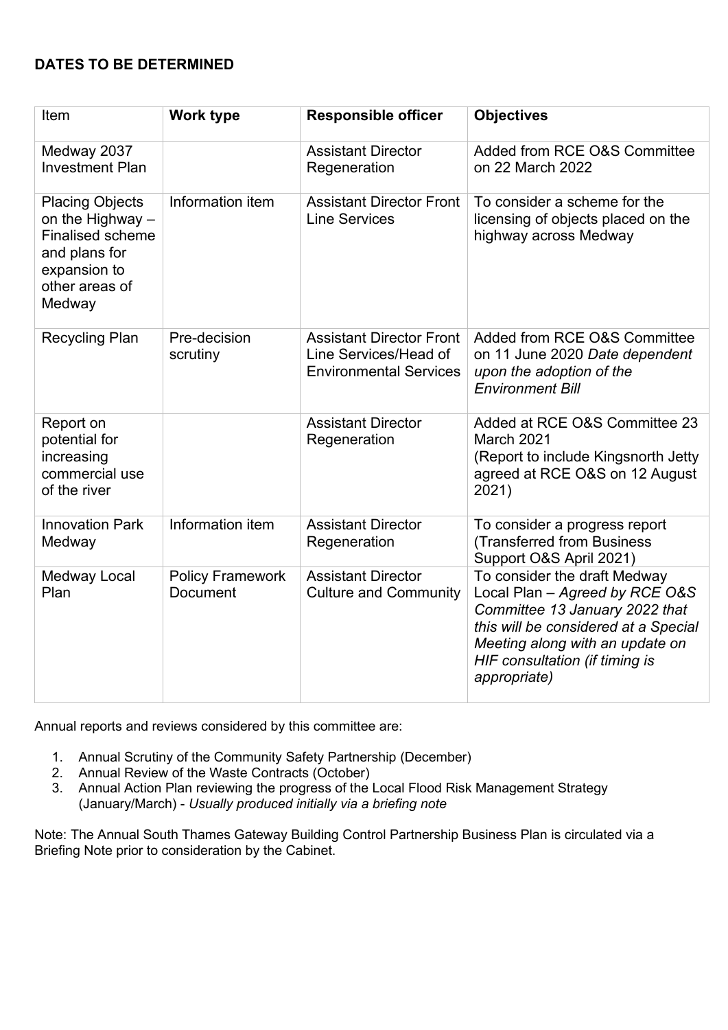**DATES TO BE DETERMINED**

| Item | **Work type** | **Responsible officer** | **Objectives** |
|---|---|---|---|
| Medway 2037 Investment Plan | | Assistant Director Regeneration | Added from RCE O&S Committee on 22 March 2022 |
| Placing Objects on the Highway – Finalised scheme and plans for expansion to other areas of Medway | Information item | Assistant Director Front Line Services | To consider a scheme for the licensing of objects placed on the highway across Medway |
| Recycling Plan | Pre-decision scrutiny | Assistant Director Front Line Services/Head of Environmental Services | Added from RCE O&S Committee on 11 June 2020 *Date dependent upon the adoption of the Environment Bill* |
| Report on potential for increasing commercial use of the river | | Assistant Director Regeneration | Added at RCE O&S Committee 23 March 2021<br>(Report to include Kingsnorth Jetty agreed at RCE O&S on 12 August 2021) |
| Innovation Park Medway | Information item | Assistant Director Regeneration | To consider a progress report (Transferred from Business Support O&S April 2021) |
| Medway Local Plan | Policy Framework Document | Assistant Director Culture and Community | To consider the draft Medway Local Plan – *Agreed by RCE O&S Committee 13 January 2022 that this will be considered at a Special Meeting along with an update on HIF consultation (if timing is appropriate)* |

Annual reports and reviews considered by this committee are:

1. Annual Scrutiny of the Community Safety Partnership (December)
2. Annual Review of the Waste Contracts (October)
3. Annual Action Plan reviewing the progress of the Local Flood Risk Management Strategy (January/March) - *Usually produced initially via a briefing note*

Note: The Annual South Thames Gateway Building Control Partnership Business Plan is circulated via a Briefing Note prior to consideration by the Cabinet.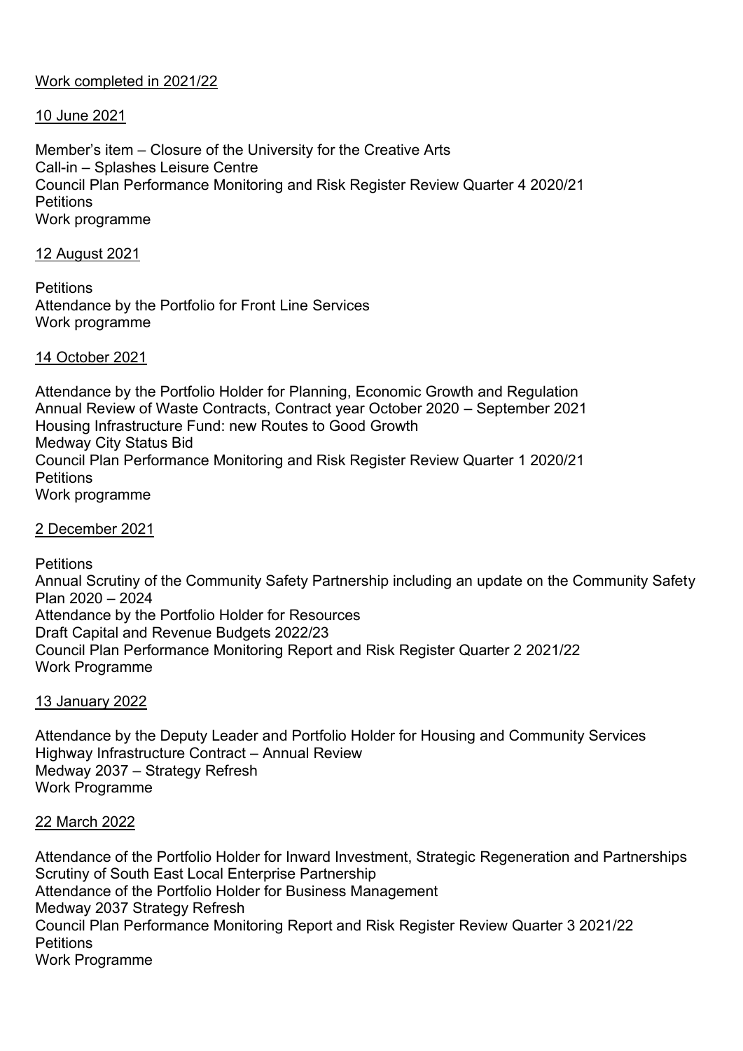Work completed in 2021/22

10 June 2021

Member's item – Closure of the University for the Creative Arts
Call-in – Splashes Leisure Centre
Council Plan Performance Monitoring and Risk Register Review Quarter 4 2020/21
Petitions
Work programme

12 August 2021

Petitions
Attendance by the Portfolio for Front Line Services
Work programme

14 October 2021

Attendance by the Portfolio Holder for Planning, Economic Growth and Regulation
Annual Review of Waste Contracts, Contract year October 2020 – September 2021
Housing Infrastructure Fund: new Routes to Good Growth
Medway City Status Bid
Council Plan Performance Monitoring and Risk Register Review Quarter 1 2020/21
Petitions
Work programme

2 December 2021

Petitions
Annual Scrutiny of the Community Safety Partnership including an update on the Community Safety Plan 2020 – 2024
Attendance by the Portfolio Holder for Resources
Draft Capital and Revenue Budgets 2022/23
Council Plan Performance Monitoring Report and Risk Register Quarter 2 2021/22
Work Programme

13 January 2022

Attendance by the Deputy Leader and Portfolio Holder for Housing and Community Services
Highway Infrastructure Contract – Annual Review
Medway 2037 – Strategy Refresh
Work Programme

22 March 2022

Attendance of the Portfolio Holder for Inward Investment, Strategic Regeneration and Partnerships
Scrutiny of South East Local Enterprise Partnership
Attendance of the Portfolio Holder for Business Management
Medway 2037 Strategy Refresh
Council Plan Performance Monitoring Report and Risk Register Review Quarter 3 2021/22
Petitions
Work Programme